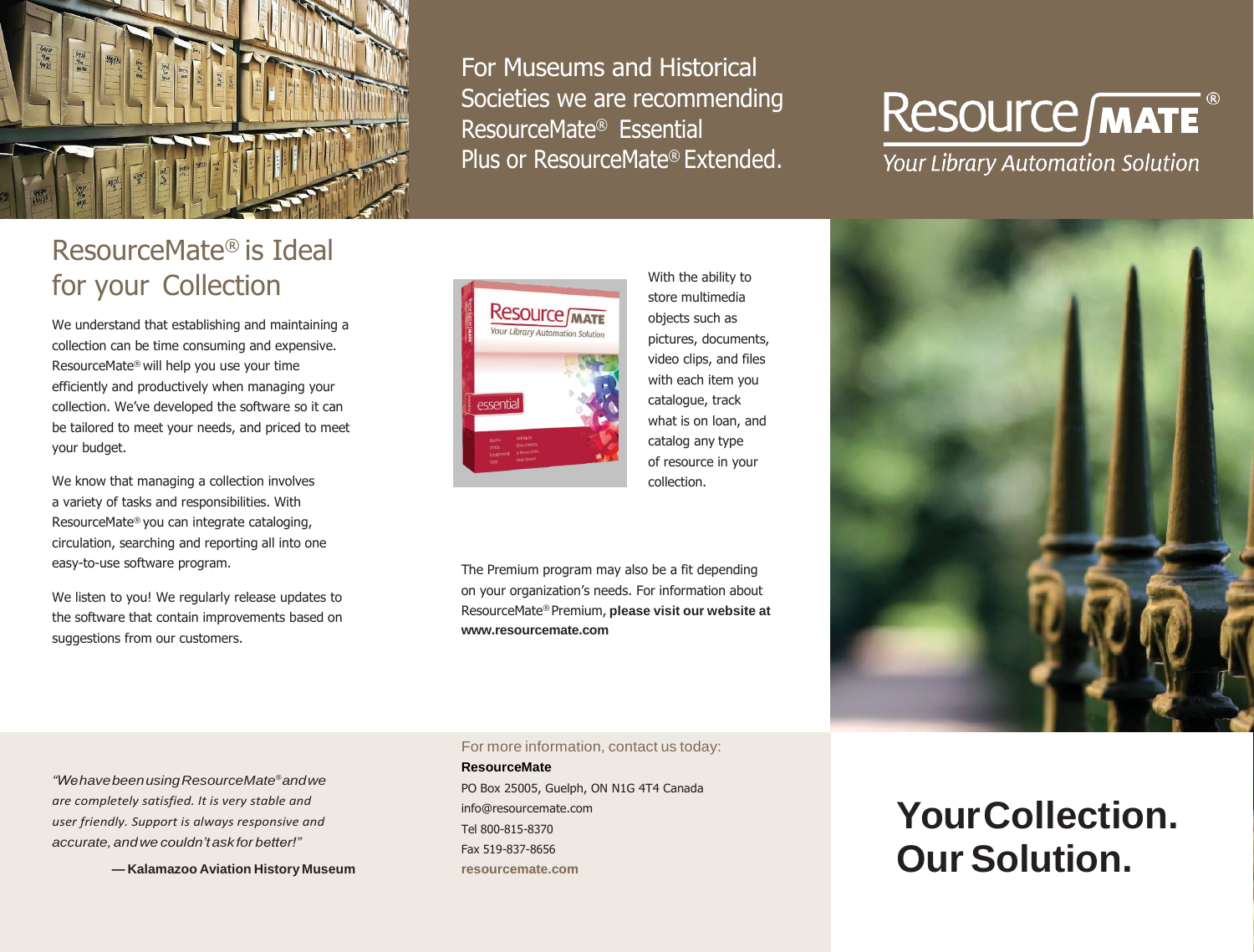For Museums and Historical Societies we are recommending ResourceMate® Essential Plus or ResourceMate® Extended.

**ResourceMate®**
*Your Library Automation Solution*

## ResourceMate® is Ideal for your Collection

We understand that establishing and maintaining a collection can be time consuming and expensive. ResourceMate® will help you use your time efficiently and productively when managing your collection. We've developed the software so it can be tailored to meet your needs, and priced to meet your budget.

We know that managing a collection involves a variety of tasks and responsibilities. With ResourceMate® you can integrate cataloging, circulation, searching and reporting all into one easy-to-use software program.

We listen to you! We regularly release updates to the software that contain improvements based on suggestions from our customers.

With the ability to store multimedia objects such as pictures, documents, video clips, and files with each item you catalogue, track what is on loan, and catalog any type of resource in your collection.

The Premium program may also be a fit depending on your organization's needs. For information about ResourceMate® Premium, **please visit our website at www.resourcemate.com**

*"We have been using ResourceMate® and we are completely satisfied. It is very stable and user friendly. Support is always responsive and accurate, and we couldn't ask for better!"*

**— Kalamazoo Aviation History Museum**

For more information, contact us today:

**ResourceMate**
PO Box 25005, Guelph, ON N1G 4T4 Canada
info@resourcemate.com
Tel 800-815-8370
Fax 519-837-8656
**resourcemate.com**

# Your Collection. Our Solution.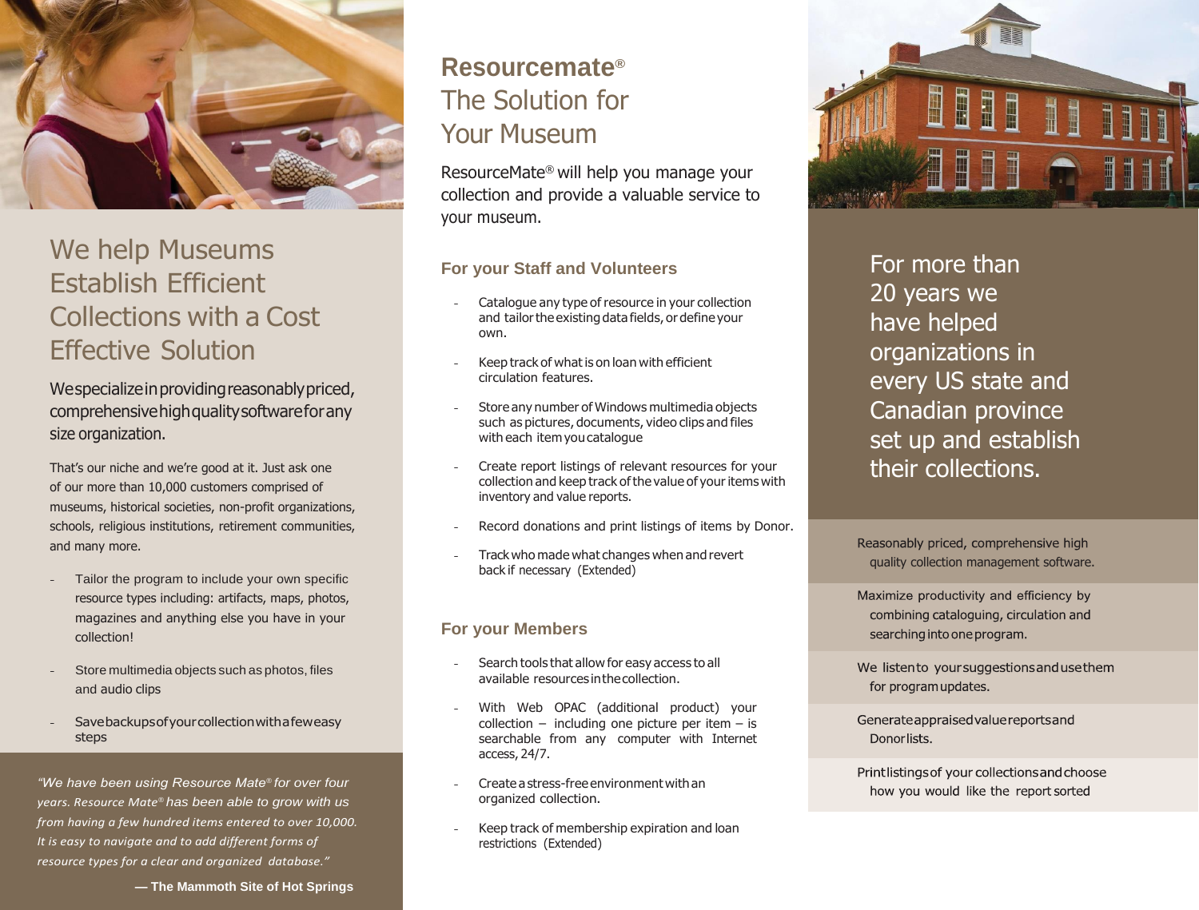# We help Museums Establish Efficient Collections with a Cost Effective Solution

We specialize in providing reasonably priced, comprehensive high quality software for any size organization.

That's our niche and we're good at it. Just ask one of our more than 10,000 customers comprised of museums, historical societies, non-profit organizations, schools, religious institutions, retirement communities, and many more.

- Tailor the program to include your own specific resource types including: artifacts, maps, photos, magazines and anything else you have in your collection!
- Store multimedia objects such as photos, files and audio clips
- Save backups of your collection with a few easy steps

*"We have been using Resource Mate® for over four years. Resource Mate® has been able to grow with us from having a few hundred items entered to over 10,000. It is easy to navigate and to add different forms of resource types for a clear and organized database."*

**— The Mammoth Site of Hot Springs**

# Resourcemate® The Solution for Your Museum

ResourceMate® will help you manage your collection and provide a valuable service to your museum.

### For your Staff and Volunteers

- Catalogue any type of resource in your collection and tailor the existing data fields, or define your own.
- Keep track of what is on loan with efficient circulation features.
- Store any number of Windows multimedia objects such as pictures, documents, video clips and files with each item you catalogue
- Create report listings of relevant resources for your collection and keep track of the value of your items with inventory and value reports.
- Record donations and print listings of items by Donor.
- Track who made what changes when and revert back if necessary (Extended)

### For your Members

- Search tools that allow for easy access to all available resources in the collection.
- With Web OPAC (additional product) your collection – including one picture per item – is searchable from any computer with Internet access, 24/7.
- Create a stress-free environment with an organized collection.
- Keep track of membership expiration and loan restrictions (Extended)

For more than 20 years we have helped organizations in every US state and Canadian province set up and establish their collections.

Reasonably priced, comprehensive high quality collection management software.

Maximize productivity and efficiency by combining cataloguing, circulation and searching into one program.

We listen to your suggestions and use them for program updates.

Generate appraised value reports and Donor lists.

Print listings of your collections and choose how you would like the report sorted